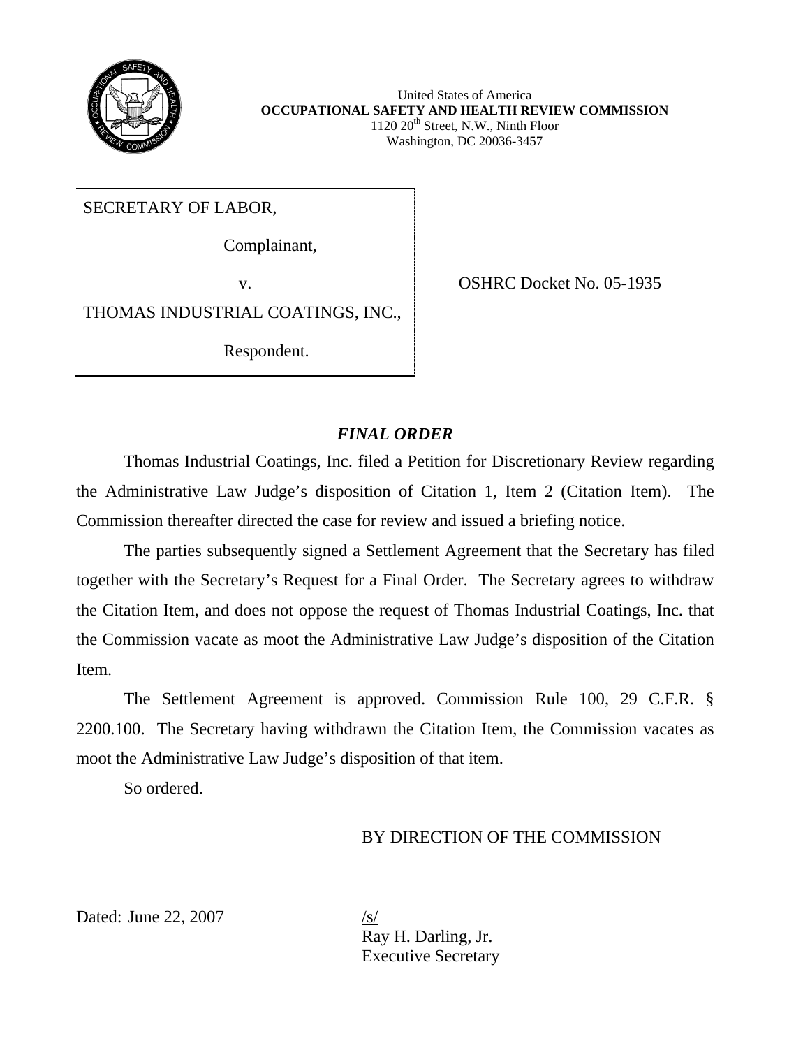United States of America
**OCCUPATIONAL SAFETY AND HEALTH REVIEW COMMISSION**
1120 20th Street, N.W., Ninth Floor
Washington, DC 20036-3457

SECRETARY OF LABOR,

Complainant,

v.

THOMAS INDUSTRIAL COATINGS, INC.,

Respondent.

OSHRC Docket No. 05-1935

## *FINAL ORDER*

Thomas Industrial Coatings, Inc. filed a Petition for Discretionary Review regarding the Administrative Law Judge's disposition of Citation 1, Item 2 (Citation Item). The Commission thereafter directed the case for review and issued a briefing notice.

The parties subsequently signed a Settlement Agreement that the Secretary has filed together with the Secretary's Request for a Final Order. The Secretary agrees to withdraw the Citation Item, and does not oppose the request of Thomas Industrial Coatings, Inc. that the Commission vacate as moot the Administrative Law Judge's disposition of the Citation Item.

The Settlement Agreement is approved. Commission Rule 100, 29 C.F.R. § 2200.100. The Secretary having withdrawn the Citation Item, the Commission vacates as moot the Administrative Law Judge's disposition of that item.

So ordered.

BY DIRECTION OF THE COMMISSION

Dated: June 22, 2007

/s/
Ray H. Darling, Jr.
Executive Secretary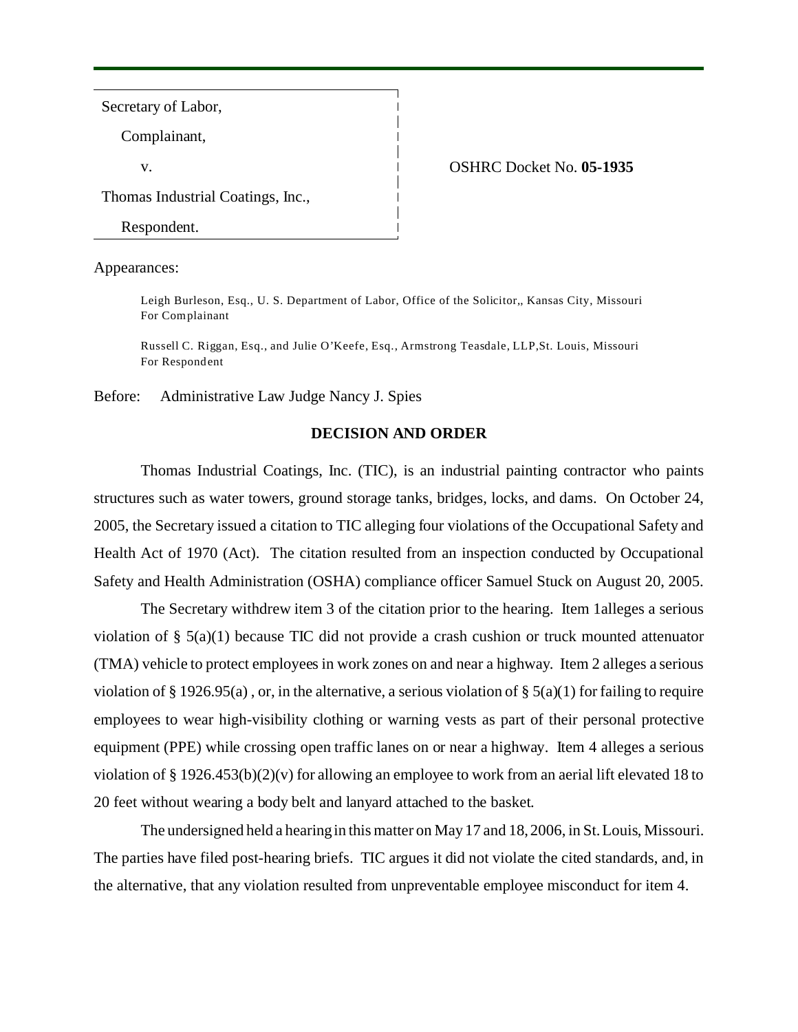Secretary of Labor,

Complainant,

v.

Thomas Industrial Coatings, Inc.,

Respondent.

OSHRC Docket No. **05-1935**

Appearances:

Leigh Burleson, Esq., U. S. Department of Labor, Office of the Solicitor,, Kansas City, Missouri
For Complainant

Russell C. Riggan, Esq., and Julie O'Keefe, Esq., Armstrong Teasdale, LLP,St. Louis, Missouri
For Respondent

Before: Administrative Law Judge Nancy J. Spies

## DECISION AND ORDER

Thomas Industrial Coatings, Inc. (TIC), is an industrial painting contractor who paints structures such as water towers, ground storage tanks, bridges, locks, and dams. On October 24, 2005, the Secretary issued a citation to TIC alleging four violations of the Occupational Safety and Health Act of 1970 (Act). The citation resulted from an inspection conducted by Occupational Safety and Health Administration (OSHA) compliance officer Samuel Stuck on August 20, 2005.

The Secretary withdrew item 3 of the citation prior to the hearing. Item 1alleges a serious violation of § 5(a)(1) because TIC did not provide a crash cushion or truck mounted attenuator (TMA) vehicle to protect employees in work zones on and near a highway. Item 2 alleges a serious violation of § 1926.95(a) , or, in the alternative, a serious violation of § 5(a)(1) for failing to require employees to wear high-visibility clothing or warning vests as part of their personal protective equipment (PPE) while crossing open traffic lanes on or near a highway. Item 4 alleges a serious violation of § 1926.453(b)(2)(v) for allowing an employee to work from an aerial lift elevated 18 to 20 feet without wearing a body belt and lanyard attached to the basket.

The undersigned held a hearing in this matter on May 17 and 18, 2006, in St. Louis, Missouri. The parties have filed post-hearing briefs. TIC argues it did not violate the cited standards, and, in the alternative, that any violation resulted from unpreventable employee misconduct for item 4.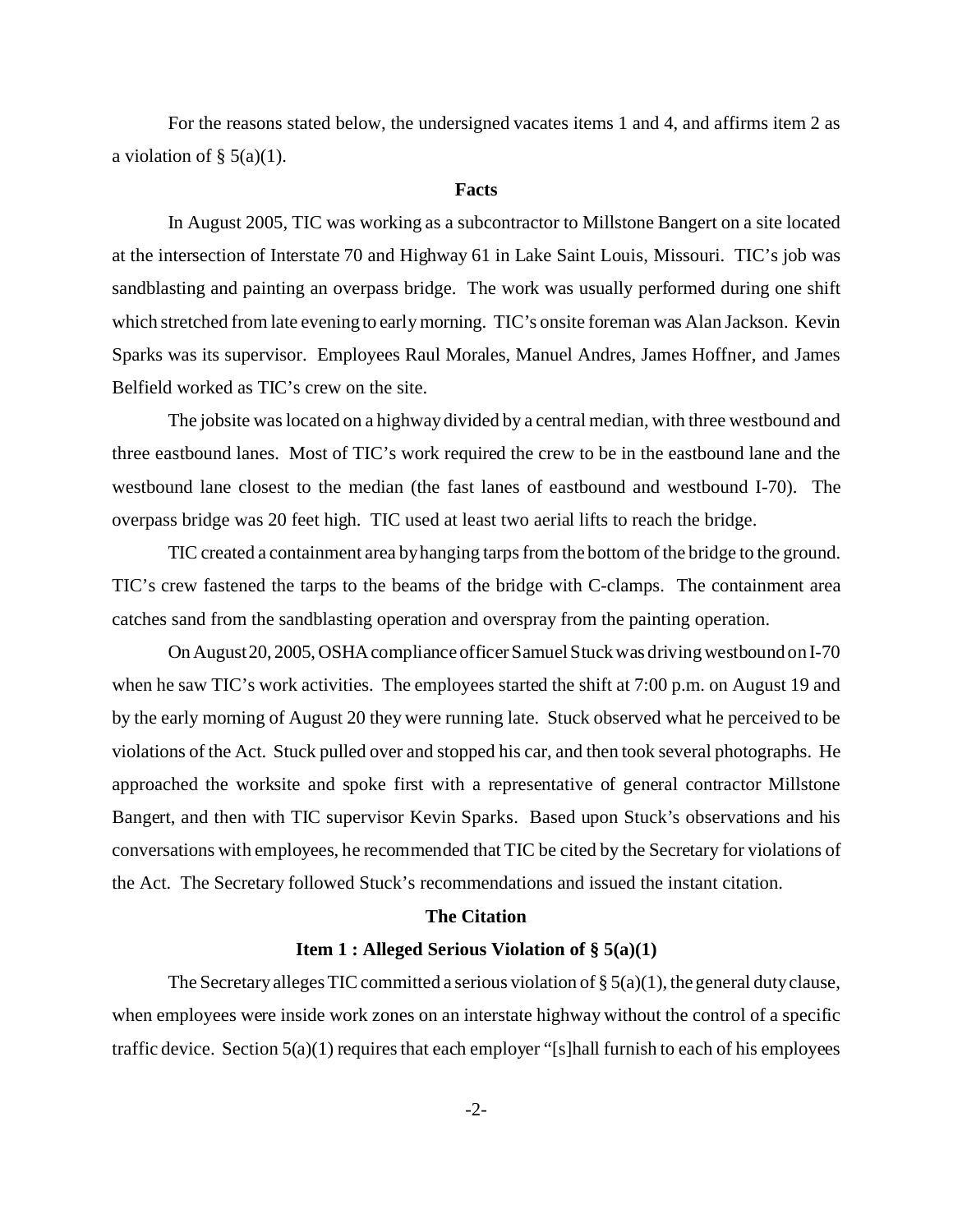For the reasons stated below, the undersigned vacates items 1 and 4, and affirms item 2 as a violation of § 5(a)(1).

## Facts

In August 2005, TIC was working as a subcontractor to Millstone Bangert on a site located at the intersection of Interstate 70 and Highway 61 in Lake Saint Louis, Missouri. TIC's job was sandblasting and painting an overpass bridge. The work was usually performed during one shift which stretched from late evening to early morning. TIC's onsite foreman was Alan Jackson. Kevin Sparks was its supervisor. Employees Raul Morales, Manuel Andres, James Hoffner, and James Belfield worked as TIC's crew on the site.

The jobsite was located on a highway divided by a central median, with three westbound and three eastbound lanes. Most of TIC's work required the crew to be in the eastbound lane and the westbound lane closest to the median (the fast lanes of eastbound and westbound I-70). The overpass bridge was 20 feet high. TIC used at least two aerial lifts to reach the bridge.

TIC created a containment area by hanging tarps from the bottom of the bridge to the ground. TIC's crew fastened the tarps to the beams of the bridge with C-clamps. The containment area catches sand from the sandblasting operation and overspray from the painting operation.

On August 20, 2005, OSHA compliance officer Samuel Stuck was driving westbound on I-70 when he saw TIC's work activities. The employees started the shift at 7:00 p.m. on August 19 and by the early morning of August 20 they were running late. Stuck observed what he perceived to be violations of the Act. Stuck pulled over and stopped his car, and then took several photographs. He approached the worksite and spoke first with a representative of general contractor Millstone Bangert, and then with TIC supervisor Kevin Sparks. Based upon Stuck's observations and his conversations with employees, he recommended that TIC be cited by the Secretary for violations of the Act. The Secretary followed Stuck's recommendations and issued the instant citation.

## The Citation

### Item 1 : Alleged Serious Violation of § 5(a)(1)

The Secretary alleges TIC committed a serious violation of § 5(a)(1), the general duty clause, when employees were inside work zones on an interstate highway without the control of a specific traffic device. Section 5(a)(1) requires that each employer "[s]hall furnish to each of his employees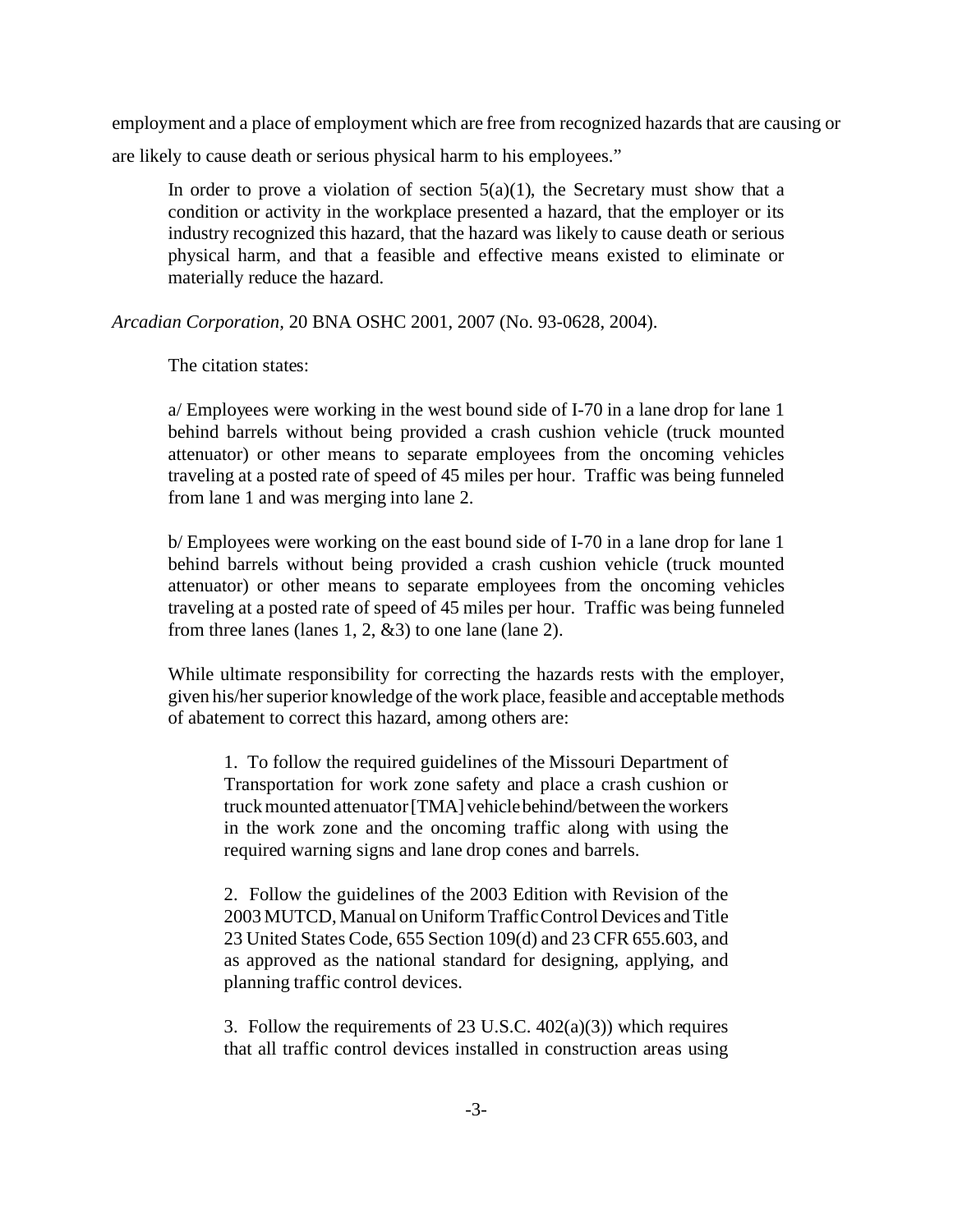employment and a place of employment which are free from recognized hazards that are causing or are likely to cause death or serious physical harm to his employees."

> In order to prove a violation of section 5(a)(1), the Secretary must show that a condition or activity in the workplace presented a hazard, that the employer or its industry recognized this hazard, that the hazard was likely to cause death or serious physical harm, and that a feasible and effective means existed to eliminate or materially reduce the hazard.

*Arcadian Corporation,* 20 BNA OSHC 2001, 2007 (No. 93-0628, 2004).

The citation states:

> a/ Employees were working in the west bound side of I-70 in a lane drop for lane 1 behind barrels without being provided a crash cushion vehicle (truck mounted attenuator) or other means to separate employees from the oncoming vehicles traveling at a posted rate of speed of 45 miles per hour. Traffic was being funneled from lane 1 and was merging into lane 2.
>
> b/ Employees were working on the east bound side of I-70 in a lane drop for lane 1 behind barrels without being provided a crash cushion vehicle (truck mounted attenuator) or other means to separate employees from the oncoming vehicles traveling at a posted rate of speed of 45 miles per hour. Traffic was being funneled from three lanes (lanes 1, 2, &3) to one lane (lane 2).
>
> While ultimate responsibility for correcting the hazards rests with the employer, given his/her superior knowledge of the work place, feasible and acceptable methods of abatement to correct this hazard, among others are:
>
> > 1. To follow the required guidelines of the Missouri Department of Transportation for work zone safety and place a crash cushion or truck mounted attenuator [TMA] vehicle behind/between the workers in the work zone and the oncoming traffic along with using the required warning signs and lane drop cones and barrels.
> >
> > 2. Follow the guidelines of the 2003 Edition with Revision of the 2003 MUTCD, Manual on Uniform Traffic Control Devices and Title 23 United States Code, 655 Section 109(d) and 23 CFR 655.603, and as approved as the national standard for designing, applying, and planning traffic control devices.
> >
> > 3. Follow the requirements of 23 U.S.C. 402(a)(3)) which requires that all traffic control devices installed in construction areas using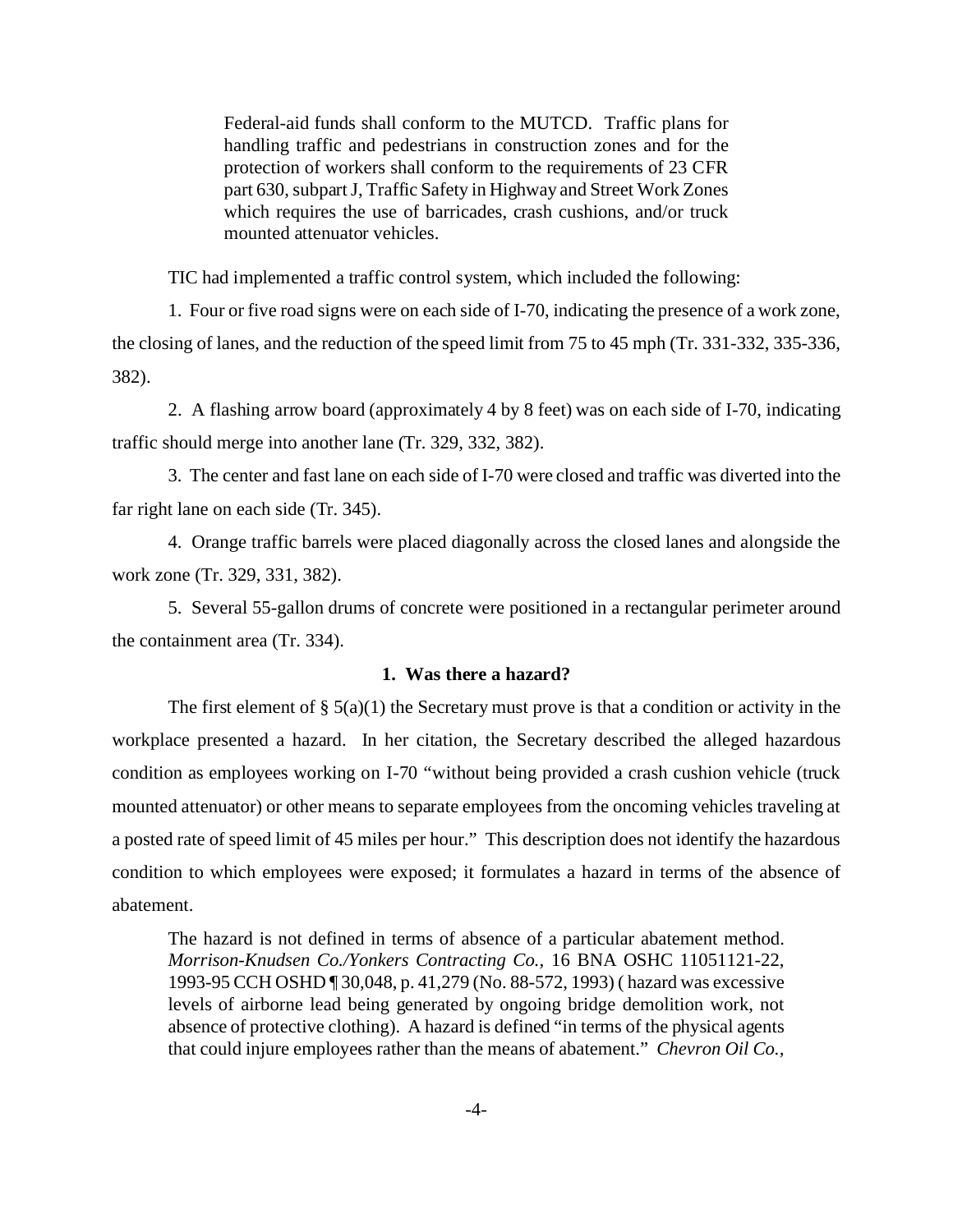> Federal-aid funds shall conform to the MUTCD. Traffic plans for handling traffic and pedestrians in construction zones and for the protection of workers shall conform to the requirements of 23 CFR part 630, subpart J, Traffic Safety in Highway and Street Work Zones which requires the use of barricades, crash cushions, and/or truck mounted attenuator vehicles.

TIC had implemented a traffic control system, which included the following:

1. Four or five road signs were on each side of I-70, indicating the presence of a work zone, the closing of lanes, and the reduction of the speed limit from 75 to 45 mph (Tr. 331-332, 335-336, 382).

2. A flashing arrow board (approximately 4 by 8 feet) was on each side of I-70, indicating traffic should merge into another lane (Tr. 329, 332, 382).

3. The center and fast lane on each side of I-70 were closed and traffic was diverted into the far right lane on each side (Tr. 345).

4. Orange traffic barrels were placed diagonally across the closed lanes and alongside the work zone (Tr. 329, 331, 382).

5. Several 55-gallon drums of concrete were positioned in a rectangular perimeter around the containment area (Tr. 334).

### 1. Was there a hazard?

The first element of § 5(a)(1) the Secretary must prove is that a condition or activity in the workplace presented a hazard. In her citation, the Secretary described the alleged hazardous condition as employees working on I-70 "without being provided a crash cushion vehicle (truck mounted attenuator) or other means to separate employees from the oncoming vehicles traveling at a posted rate of speed limit of 45 miles per hour." This description does not identify the hazardous condition to which employees were exposed; it formulates a hazard in terms of the absence of abatement.

> The hazard is not defined in terms of absence of a particular abatement method. *Morrison-Knudsen Co./Yonkers Contracting Co.*, 16 BNA OSHC 11051121-22, 1993-95 CCH OSHD ¶ 30,048, p. 41,279 (No. 88-572, 1993) ( hazard was excessive levels of airborne lead being generated by ongoing bridge demolition work, not absence of protective clothing). A hazard is defined "in terms of the physical agents that could injure employees rather than the means of abatement." *Chevron Oil Co.,*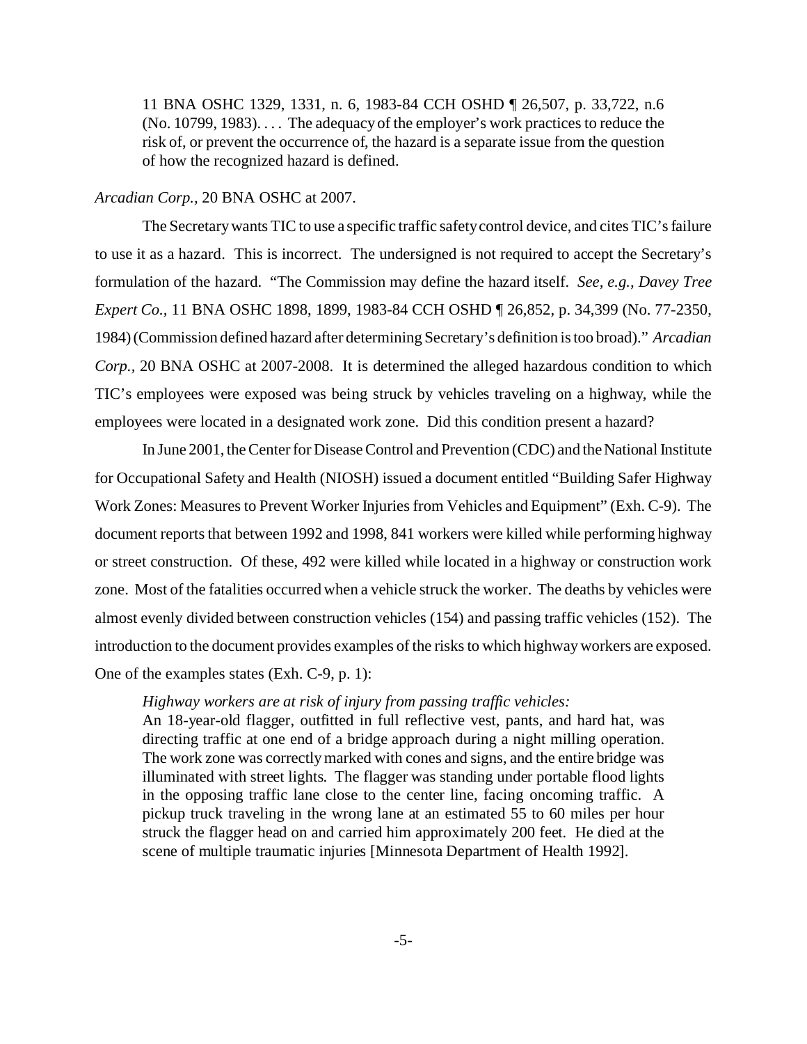> 11 BNA OSHC 1329, 1331, n. 6, 1983-84 CCH OSHD ¶ 26,507, p. 33,722, n.6 (No. 10799, 1983). . . . The adequacy of the employer's work practices to reduce the risk of, or prevent the occurrence of, the hazard is a separate issue from the question of how the recognized hazard is defined.

*Arcadian Corp.*, 20 BNA OSHC at 2007.

The Secretary wants TIC to use a specific traffic safety control device, and cites TIC's failure to use it as a hazard. This is incorrect. The undersigned is not required to accept the Secretary's formulation of the hazard. "The Commission may define the hazard itself. *See, e.g., Davey Tree Expert Co.,* 11 BNA OSHC 1898, 1899, 1983-84 CCH OSHD ¶ 26,852, p. 34,399 (No. 77-2350, 1984) (Commission defined hazard after determining Secretary's definition is too broad)." *Arcadian Corp.,* 20 BNA OSHC at 2007-2008. It is determined the alleged hazardous condition to which TIC's employees were exposed was being struck by vehicles traveling on a highway, while the employees were located in a designated work zone. Did this condition present a hazard?

In June 2001, the Center for Disease Control and Prevention (CDC) and the National Institute for Occupational Safety and Health (NIOSH) issued a document entitled "Building Safer Highway Work Zones: Measures to Prevent Worker Injuries from Vehicles and Equipment" (Exh. C-9). The document reports that between 1992 and 1998, 841 workers were killed while performing highway or street construction. Of these, 492 were killed while located in a highway or construction work zone. Most of the fatalities occurred when a vehicle struck the worker. The deaths by vehicles were almost evenly divided between construction vehicles (154) and passing traffic vehicles (152). The introduction to the document provides examples of the risks to which highway workers are exposed. One of the examples states (Exh. C-9, p. 1):

> *Highway workers are at risk of injury from passing traffic vehicles:*
> An 18-year-old flagger, outfitted in full reflective vest, pants, and hard hat, was directing traffic at one end of a bridge approach during a night milling operation. The work zone was correctly marked with cones and signs, and the entire bridge was illuminated with street lights. The flagger was standing under portable flood lights in the opposing traffic lane close to the center line, facing oncoming traffic. A pickup truck traveling in the wrong lane at an estimated 55 to 60 miles per hour struck the flagger head on and carried him approximately 200 feet. He died at the scene of multiple traumatic injuries [Minnesota Department of Health 1992].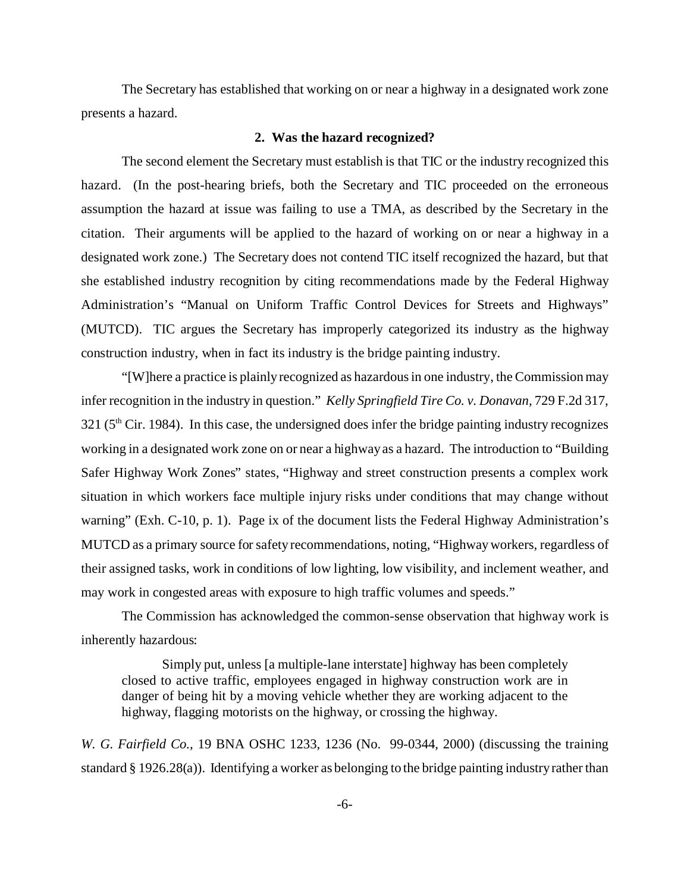The Secretary has established that working on or near a highway in a designated work zone presents a hazard.

### 2. Was the hazard recognized?

The second element the Secretary must establish is that TIC or the industry recognized this hazard. (In the post-hearing briefs, both the Secretary and TIC proceeded on the erroneous assumption the hazard at issue was failing to use a TMA, as described by the Secretary in the citation. Their arguments will be applied to the hazard of working on or near a highway in a designated work zone.) The Secretary does not contend TIC itself recognized the hazard, but that she established industry recognition by citing recommendations made by the Federal Highway Administration's "Manual on Uniform Traffic Control Devices for Streets and Highways" (MUTCD). TIC argues the Secretary has improperly categorized its industry as the highway construction industry, when in fact its industry is the bridge painting industry.

"[W]here a practice is plainly recognized as hazardous in one industry, the Commission may infer recognition in the industry in question." *Kelly Springfield Tire Co. v. Donavan*, 729 F.2d 317, 321 (5th Cir. 1984). In this case, the undersigned does infer the bridge painting industry recognizes working in a designated work zone on or near a highway as a hazard. The introduction to "Building Safer Highway Work Zones" states, "Highway and street construction presents a complex work situation in which workers face multiple injury risks under conditions that may change without warning" (Exh. C-10, p. 1). Page ix of the document lists the Federal Highway Administration's MUTCD as a primary source for safety recommendations, noting, "Highway workers, regardless of their assigned tasks, work in conditions of low lighting, low visibility, and inclement weather, and may work in congested areas with exposure to high traffic volumes and speeds."

The Commission has acknowledged the common-sense observation that highway work is inherently hazardous:

> Simply put, unless [a multiple-lane interstate] highway has been completely closed to active traffic, employees engaged in highway construction work are in danger of being hit by a moving vehicle whether they are working adjacent to the highway, flagging motorists on the highway, or crossing the highway.

*W. G. Fairfield Co.*, 19 BNA OSHC 1233, 1236 (No. 99-0344, 2000) (discussing the training standard § 1926.28(a)). Identifying a worker as belonging to the bridge painting industry rather than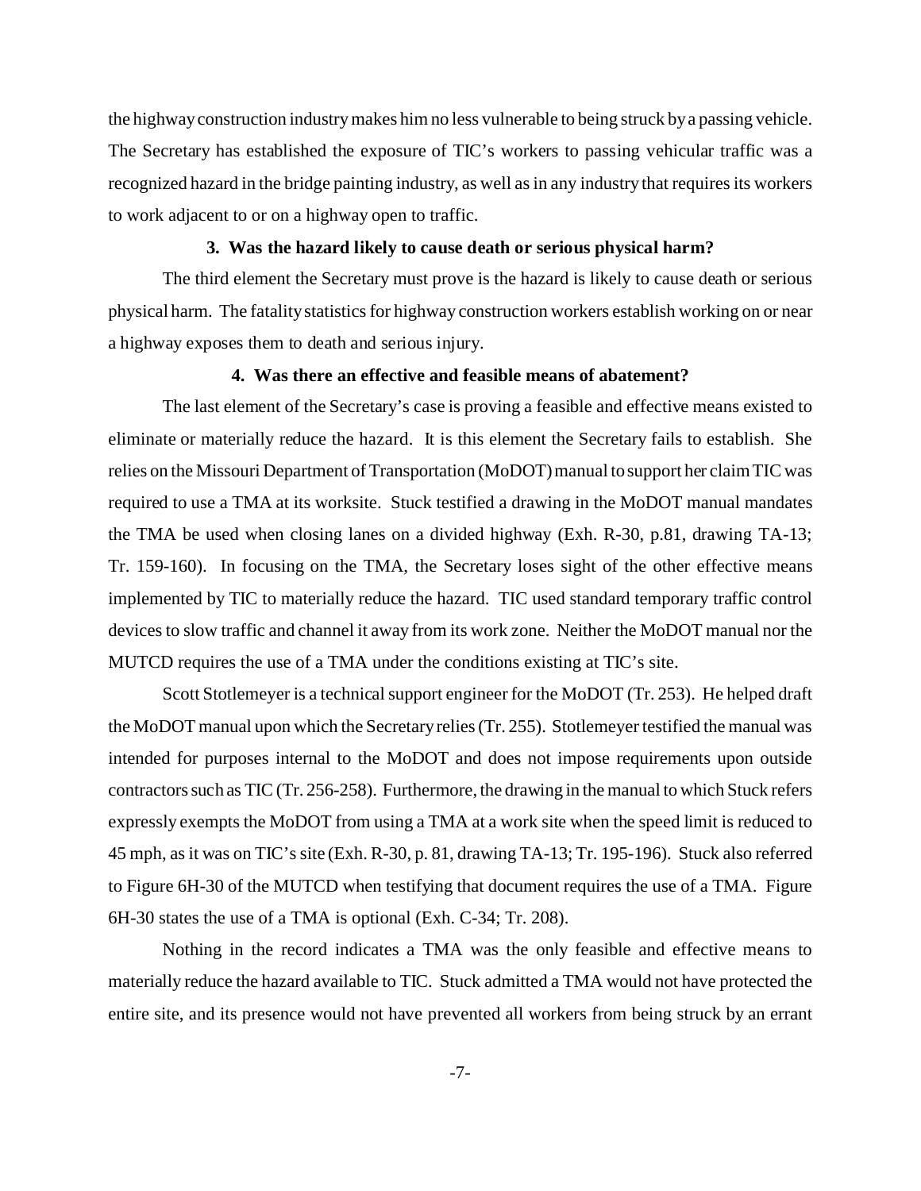the highway construction industry makes him no less vulnerable to being struck by a passing vehicle. The Secretary has established the exposure of TIC's workers to passing vehicular traffic was a recognized hazard in the bridge painting industry, as well as in any industry that requires its workers to work adjacent to or on a highway open to traffic.

### 3. Was the hazard likely to cause death or serious physical harm?

The third element the Secretary must prove is the hazard is likely to cause death or serious physical harm. The fatality statistics for highway construction workers establish working on or near a highway exposes them to death and serious injury.

### 4. Was there an effective and feasible means of abatement?

The last element of the Secretary's case is proving a feasible and effective means existed to eliminate or materially reduce the hazard. It is this element the Secretary fails to establish. She relies on the Missouri Department of Transportation (MoDOT) manual to support her claim TIC was required to use a TMA at its worksite. Stuck testified a drawing in the MoDOT manual mandates the TMA be used when closing lanes on a divided highway (Exh. R-30, p.81, drawing TA-13; Tr. 159-160). In focusing on the TMA, the Secretary loses sight of the other effective means implemented by TIC to materially reduce the hazard. TIC used standard temporary traffic control devices to slow traffic and channel it away from its work zone. Neither the MoDOT manual nor the MUTCD requires the use of a TMA under the conditions existing at TIC's site.

Scott Stotlemeyer is a technical support engineer for the MoDOT (Tr. 253). He helped draft the MoDOT manual upon which the Secretary relies (Tr. 255). Stotlemeyer testified the manual was intended for purposes internal to the MoDOT and does not impose requirements upon outside contractors such as TIC (Tr. 256-258). Furthermore, the drawing in the manual to which Stuck refers expressly exempts the MoDOT from using a TMA at a work site when the speed limit is reduced to 45 mph, as it was on TIC's site (Exh. R-30, p. 81, drawing TA-13; Tr. 195-196). Stuck also referred to Figure 6H-30 of the MUTCD when testifying that document requires the use of a TMA. Figure 6H-30 states the use of a TMA is optional (Exh. C-34; Tr. 208).

Nothing in the record indicates a TMA was the only feasible and effective means to materially reduce the hazard available to TIC. Stuck admitted a TMA would not have protected the entire site, and its presence would not have prevented all workers from being struck by an errant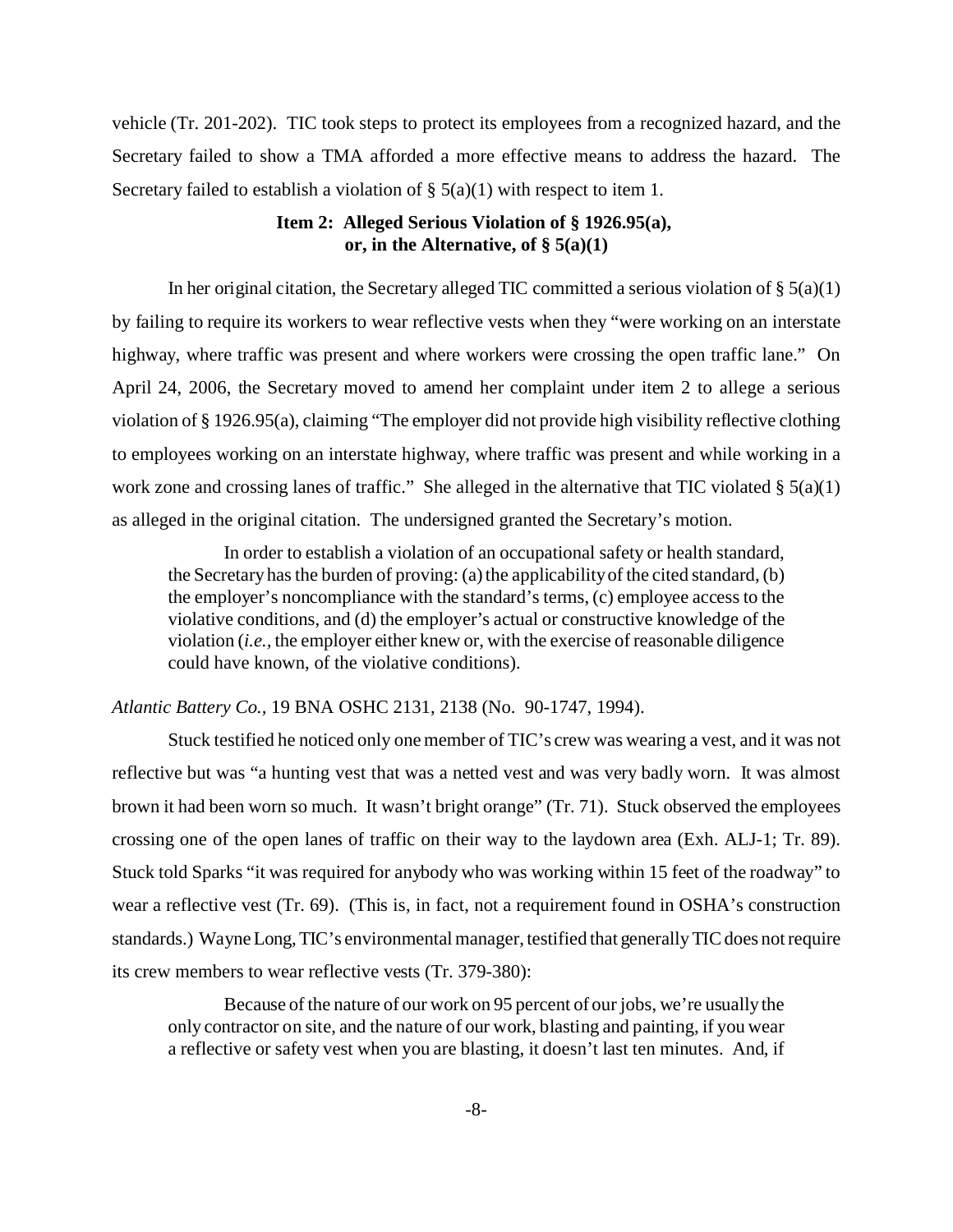vehicle (Tr. 201-202). TIC took steps to protect its employees from a recognized hazard, and the Secretary failed to show a TMA afforded a more effective means to address the hazard. The Secretary failed to establish a violation of § 5(a)(1) with respect to item 1.

### Item 2: Alleged Serious Violation of § 1926.95(a), or, in the Alternative, of § 5(a)(1)

In her original citation, the Secretary alleged TIC committed a serious violation of § 5(a)(1) by failing to require its workers to wear reflective vests when they "were working on an interstate highway, where traffic was present and where workers were crossing the open traffic lane." On April 24, 2006, the Secretary moved to amend her complaint under item 2 to allege a serious violation of § 1926.95(a), claiming "The employer did not provide high visibility reflective clothing to employees working on an interstate highway, where traffic was present and while working in a work zone and crossing lanes of traffic." She alleged in the alternative that TIC violated § 5(a)(1) as alleged in the original citation. The undersigned granted the Secretary's motion.

> In order to establish a violation of an occupational safety or health standard, the Secretary has the burden of proving: (a) the applicability of the cited standard, (b) the employer's noncompliance with the standard's terms, (c) employee access to the violative conditions, and (d) the employer's actual or constructive knowledge of the violation (*i.e.*, the employer either knew or, with the exercise of reasonable diligence could have known, of the violative conditions).

*Atlantic Battery Co.*, 19 BNA OSHC 2131, 2138 (No. 90-1747, 1994).

Stuck testified he noticed only one member of TIC's crew was wearing a vest, and it was not reflective but was "a hunting vest that was a netted vest and was very badly worn. It was almost brown it had been worn so much. It wasn't bright orange" (Tr. 71). Stuck observed the employees crossing one of the open lanes of traffic on their way to the laydown area (Exh. ALJ-1; Tr. 89). Stuck told Sparks "it was required for anybody who was working within 15 feet of the roadway" to wear a reflective vest (Tr. 69). (This is, in fact, not a requirement found in OSHA's construction standards.) Wayne Long, TIC's environmental manager, testified that generally TIC does not require its crew members to wear reflective vests (Tr. 379-380):

> Because of the nature of our work on 95 percent of our jobs, we're usually the only contractor on site, and the nature of our work, blasting and painting, if you wear a reflective or safety vest when you are blasting, it doesn't last ten minutes. And, if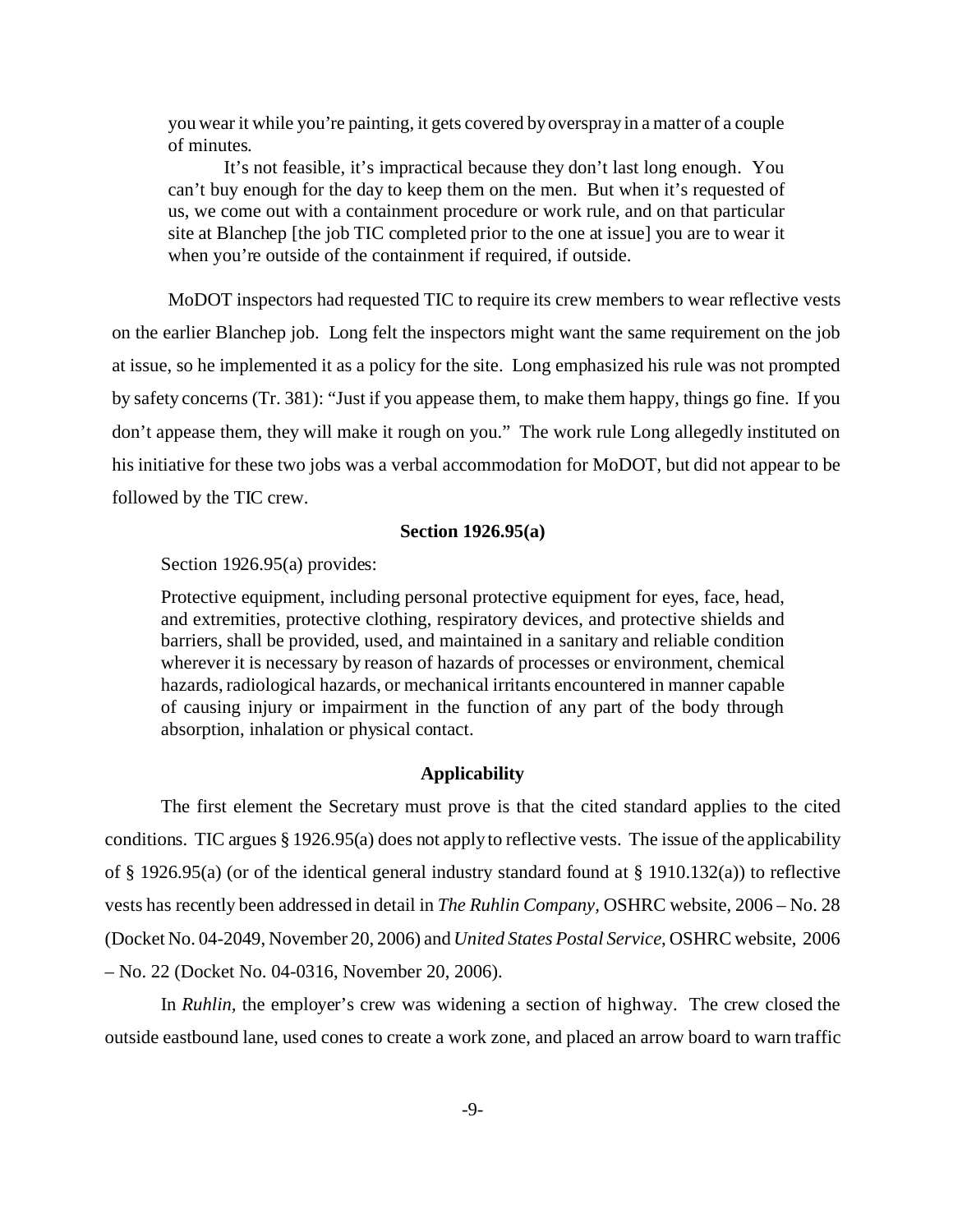> you wear it while you're painting, it gets covered by overspray in a matter of a couple of minutes.
>
> It's not feasible, it's impractical because they don't last long enough. You can't buy enough for the day to keep them on the men. But when it's requested of us, we come out with a containment procedure or work rule, and on that particular site at Blanchep [the job TIC completed prior to the one at issue] you are to wear it when you're outside of the containment if required, if outside.

MoDOT inspectors had requested TIC to require its crew members to wear reflective vests on the earlier Blanchep job. Long felt the inspectors might want the same requirement on the job at issue, so he implemented it as a policy for the site. Long emphasized his rule was not prompted by safety concerns (Tr. 381): "Just if you appease them, to make them happy, things go fine. If you don't appease them, they will make it rough on you." The work rule Long allegedly instituted on his initiative for these two jobs was a verbal accommodation for MoDOT, but did not appear to be followed by the TIC crew.

**Section 1926.95(a)**

Section 1926.95(a) provides:

> Protective equipment, including personal protective equipment for eyes, face, head, and extremities, protective clothing, respiratory devices, and protective shields and barriers, shall be provided, used, and maintained in a sanitary and reliable condition wherever it is necessary by reason of hazards of processes or environment, chemical hazards, radiological hazards, or mechanical irritants encountered in manner capable of causing injury or impairment in the function of any part of the body through absorption, inhalation or physical contact.

**Applicability**

The first element the Secretary must prove is that the cited standard applies to the cited conditions. TIC argues § 1926.95(a) does not apply to reflective vests. The issue of the applicability of § 1926.95(a) (or of the identical general industry standard found at § 1910.132(a)) to reflective vests has recently been addressed in detail in *The Ruhlin Company*, OSHRC website, 2006 – No. 28 (Docket No. 04-2049, November 20, 2006) and *United States Postal Service*, OSHRC website, 2006 – No. 22 (Docket No. 04-0316, November 20, 2006).

In *Ruhlin*, the employer's crew was widening a section of highway. The crew closed the outside eastbound lane, used cones to create a work zone, and placed an arrow board to warn traffic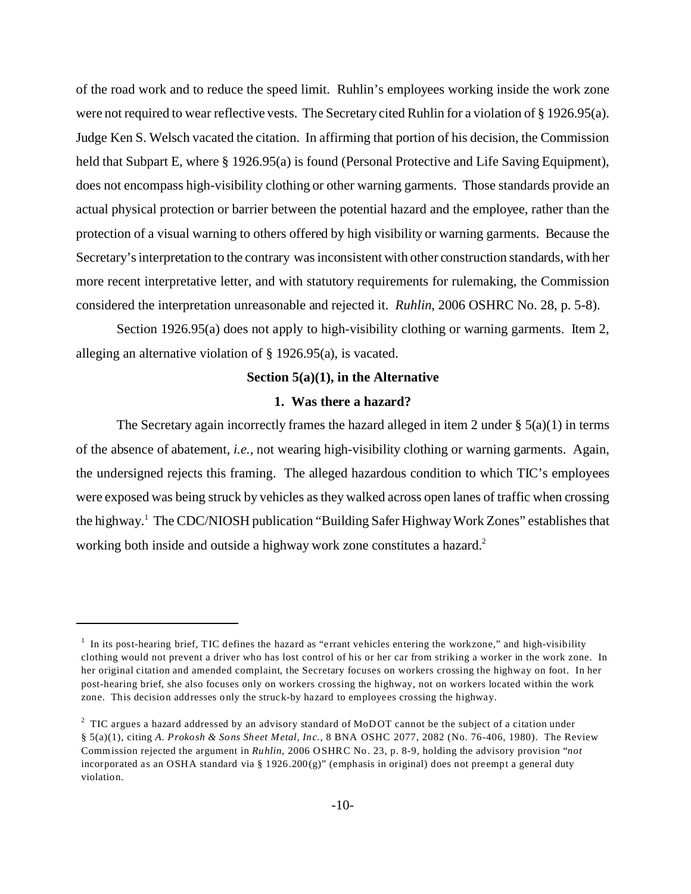of the road work and to reduce the speed limit. Ruhlin's employees working inside the work zone were not required to wear reflective vests. The Secretary cited Ruhlin for a violation of § 1926.95(a). Judge Ken S. Welsch vacated the citation. In affirming that portion of his decision, the Commission held that Subpart E, where § 1926.95(a) is found (Personal Protective and Life Saving Equipment), does not encompass high-visibility clothing or other warning garments. Those standards provide an actual physical protection or barrier between the potential hazard and the employee, rather than the protection of a visual warning to others offered by high visibility or warning garments. Because the Secretary's interpretation to the contrary was inconsistent with other construction standards, with her more recent interpretative letter, and with statutory requirements for rulemaking, the Commission considered the interpretation unreasonable and rejected it. *Ruhlin*, 2006 OSHRC No. 28, p. 5-8).

Section 1926.95(a) does not apply to high-visibility clothing or warning garments. Item 2, alleging an alternative violation of § 1926.95(a), is vacated.

**Section 5(a)(1), in the Alternative**

**1. Was there a hazard?**

The Secretary again incorrectly frames the hazard alleged in item 2 under § 5(a)(1) in terms of the absence of abatement, *i.e.*, not wearing high-visibility clothing or warning garments. Again, the undersigned rejects this framing. The alleged hazardous condition to which TIC's employees were exposed was being struck by vehicles as they walked across open lanes of traffic when crossing the highway.[1] The CDC/NIOSH publication "Building Safer Highway Work Zones" establishes that working both inside and outside a highway work zone constitutes a hazard.[2]

---

[1] In its post-hearing brief, TIC defines the hazard as "errant vehicles entering the workzone," and high-visibility clothing would not prevent a driver who has lost control of his or her car from striking a worker in the work zone. In her original citation and amended complaint, the Secretary focuses on workers crossing the highway on foot. In her post-hearing brief, she also focuses only on workers crossing the highway, not on workers located within the work zone. This decision addresses only the struck-by hazard to employees crossing the highway.

[2] TIC argues a hazard addressed by an advisory standard of MoDOT cannot be the subject of a citation under § 5(a)(1), citing *A. Prokosh & Sons Sheet Metal, Inc.*, 8 BNA OSHC 2077, 2082 (No. 76-406, 1980). The Review Commission rejected the argument in *Ruhlin*, 2006 OSHRC No. 23, p. 8-9, holding the advisory provision "*not* incorporated as an OSHA standard via § 1926.200(g)" (emphasis in original) does not preempt a general duty violation.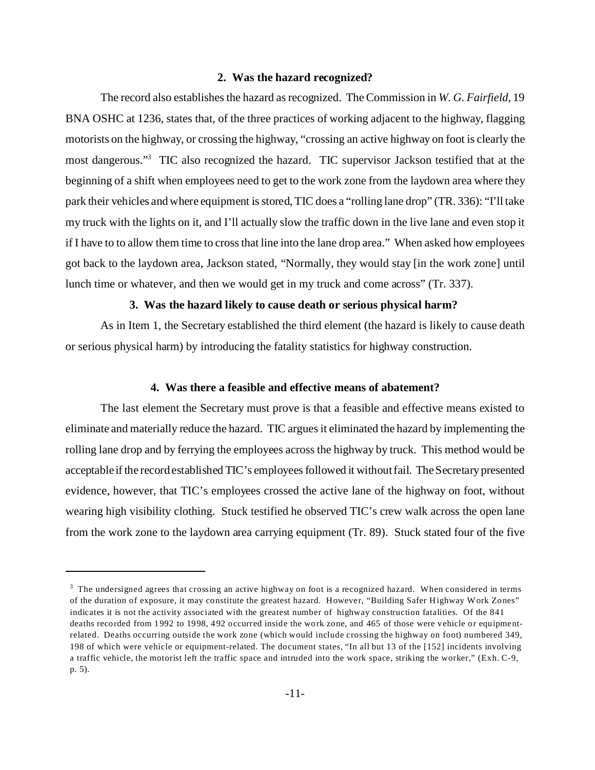**2. Was the hazard recognized?**

The record also establishes the hazard as recognized. The Commission in *W. G. Fairfield*, 19 BNA OSHC at 1236, states that, of the three practices of working adjacent to the highway, flagging motorists on the highway, or crossing the highway, "crossing an active highway on foot is clearly the most dangerous."[3] TIC also recognized the hazard. TIC supervisor Jackson testified that at the beginning of a shift when employees need to get to the work zone from the laydown area where they park their vehicles and where equipment is stored, TIC does a "rolling lane drop" (TR. 336): "I'll take my truck with the lights on it, and I'll actually slow the traffic down in the live lane and even stop it if I have to to allow them time to cross that line into the lane drop area." When asked how employees got back to the laydown area, Jackson stated, "Normally, they would stay [in the work zone] until lunch time or whatever, and then we would get in my truck and come across" (Tr. 337).

**3. Was the hazard likely to cause death or serious physical harm?**

As in Item 1, the Secretary established the third element (the hazard is likely to cause death or serious physical harm) by introducing the fatality statistics for highway construction.

**4. Was there a feasible and effective means of abatement?**

The last element the Secretary must prove is that a feasible and effective means existed to eliminate and materially reduce the hazard. TIC argues it eliminated the hazard by implementing the rolling lane drop and by ferrying the employees across the highway by truck. This method would be acceptable if the record established TIC's employees followed it without fail. The Secretary presented evidence, however, that TIC's employees crossed the active lane of the highway on foot, without wearing high visibility clothing. Stuck testified he observed TIC's crew walk across the open lane from the work zone to the laydown area carrying equipment (Tr. 89). Stuck stated four of the five

---

[3] The undersigned agrees that crossing an active highway on foot is a recognized hazard. When considered in terms of the duration of exposure, it may constitute the greatest hazard. However, "Building Safer Highway Work Zones" indicates it is not the activity associated with the greatest number of highway construction fatalities. Of the 841 deaths recorded from 1992 to 1998, 492 occurred inside the work zone, and 465 of those were vehicle or equipment-related. Deaths occurring outside the work zone (which would include crossing the highway on foot) numbered 349, 198 of which were vehicle or equipment-related. The document states, "In all but 13 of the [152] incidents involving a traffic vehicle, the motorist left the traffic space and intruded into the work space, striking the worker," (Exh. C-9, p. 5).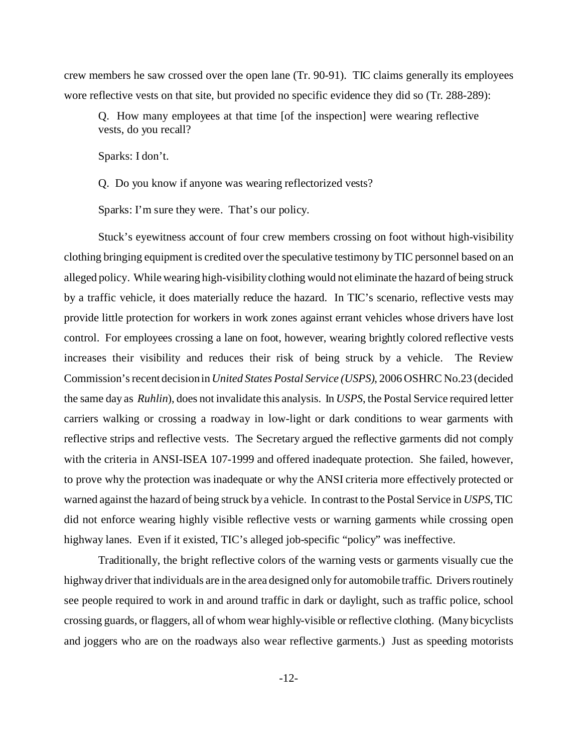crew members he saw crossed over the open lane (Tr. 90-91). TIC claims generally its employees wore reflective vests on that site, but provided no specific evidence they did so (Tr. 288-289):

> Q. How many employees at that time [of the inspection] were wearing reflective vests, do you recall?
>
> Sparks: I don't.
>
> Q. Do you know if anyone was wearing reflectorized vests?
>
> Sparks: I'm sure they were. That's our policy.

Stuck's eyewitness account of four crew members crossing on foot without high-visibility clothing bringing equipment is credited over the speculative testimony by TIC personnel based on an alleged policy. While wearing high-visibility clothing would not eliminate the hazard of being struck by a traffic vehicle, it does materially reduce the hazard. In TIC's scenario, reflective vests may provide little protection for workers in work zones against errant vehicles whose drivers have lost control. For employees crossing a lane on foot, however, wearing brightly colored reflective vests increases their visibility and reduces their risk of being struck by a vehicle. The Review Commission's recent decision in *United States Postal Service (USPS)*, 2006 OSHRC No.23 (decided the same day as *Ruhlin*), does not invalidate this analysis. In *USPS*, the Postal Service required letter carriers walking or crossing a roadway in low-light or dark conditions to wear garments with reflective strips and reflective vests. The Secretary argued the reflective garments did not comply with the criteria in ANSI-ISEA 107-1999 and offered inadequate protection. She failed, however, to prove why the protection was inadequate or why the ANSI criteria more effectively protected or warned against the hazard of being struck by a vehicle. In contrast to the Postal Service in *USPS*, TIC did not enforce wearing highly visible reflective vests or warning garments while crossing open highway lanes. Even if it existed, TIC's alleged job-specific "policy" was ineffective.

Traditionally, the bright reflective colors of the warning vests or garments visually cue the highway driver that individuals are in the area designed only for automobile traffic. Drivers routinely see people required to work in and around traffic in dark or daylight, such as traffic police, school crossing guards, or flaggers, all of whom wear highly-visible or reflective clothing. (Many bicyclists and joggers who are on the roadways also wear reflective garments.) Just as speeding motorists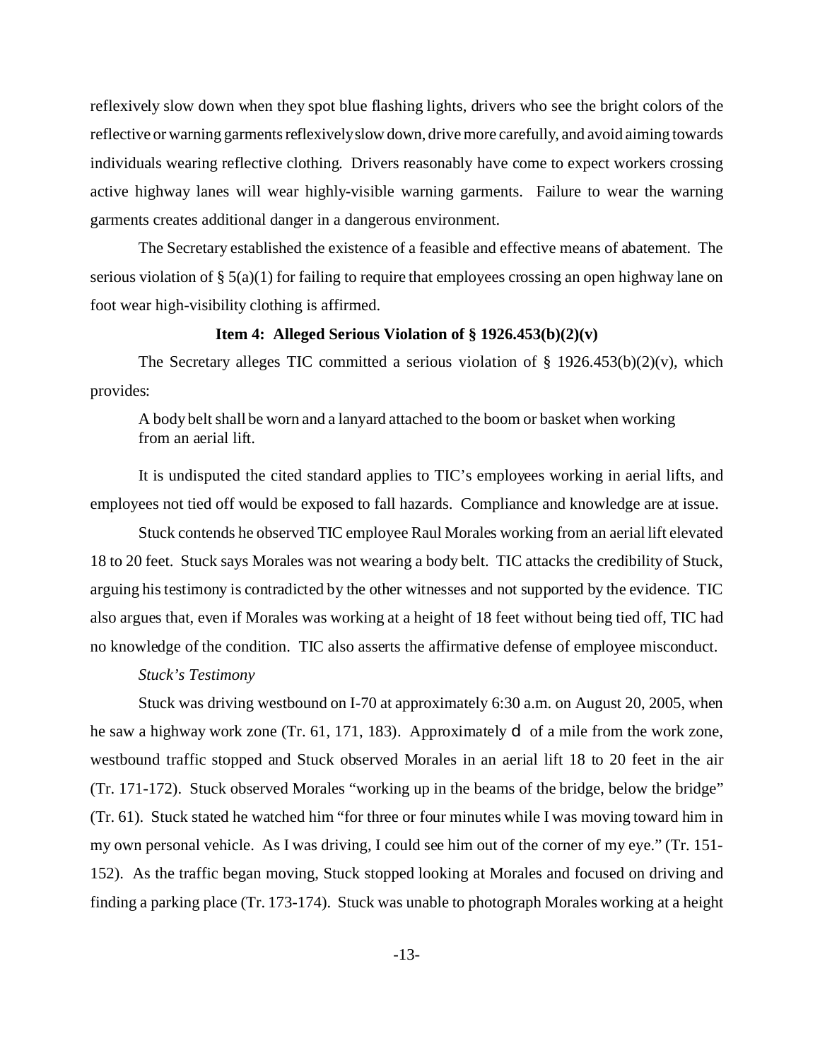reflexively slow down when they spot blue flashing lights, drivers who see the bright colors of the reflective or warning garments reflexively slow down, drive more carefully, and avoid aiming towards individuals wearing reflective clothing. Drivers reasonably have come to expect workers crossing active highway lanes will wear highly-visible warning garments. Failure to wear the warning garments creates additional danger in a dangerous environment.

The Secretary established the existence of a feasible and effective means of abatement. The serious violation of § 5(a)(1) for failing to require that employees crossing an open highway lane on foot wear high-visibility clothing is affirmed.

**Item 4: Alleged Serious Violation of § 1926.453(b)(2)(v)**

The Secretary alleges TIC committed a serious violation of § 1926.453(b)(2)(v), which provides:

> A body belt shall be worn and a lanyard attached to the boom or basket when working from an aerial lift.

It is undisputed the cited standard applies to TIC's employees working in aerial lifts, and employees not tied off would be exposed to fall hazards. Compliance and knowledge are at issue.

Stuck contends he observed TIC employee Raul Morales working from an aerial lift elevated 18 to 20 feet. Stuck says Morales was not wearing a body belt. TIC attacks the credibility of Stuck, arguing his testimony is contradicted by the other witnesses and not supported by the evidence. TIC also argues that, even if Morales was working at a height of 18 feet without being tied off, TIC had no knowledge of the condition. TIC also asserts the affirmative defense of employee misconduct.

*Stuck's Testimony*

Stuck was driving westbound on I-70 at approximately 6:30 a.m. on August 20, 2005, when he saw a highway work zone (Tr. 61, 171, 183). Approximately d of a mile from the work zone, westbound traffic stopped and Stuck observed Morales in an aerial lift 18 to 20 feet in the air (Tr. 171-172). Stuck observed Morales "working up in the beams of the bridge, below the bridge" (Tr. 61). Stuck stated he watched him "for three or four minutes while I was moving toward him in my own personal vehicle. As I was driving, I could see him out of the corner of my eye." (Tr. 151-152). As the traffic began moving, Stuck stopped looking at Morales and focused on driving and finding a parking place (Tr. 173-174). Stuck was unable to photograph Morales working at a height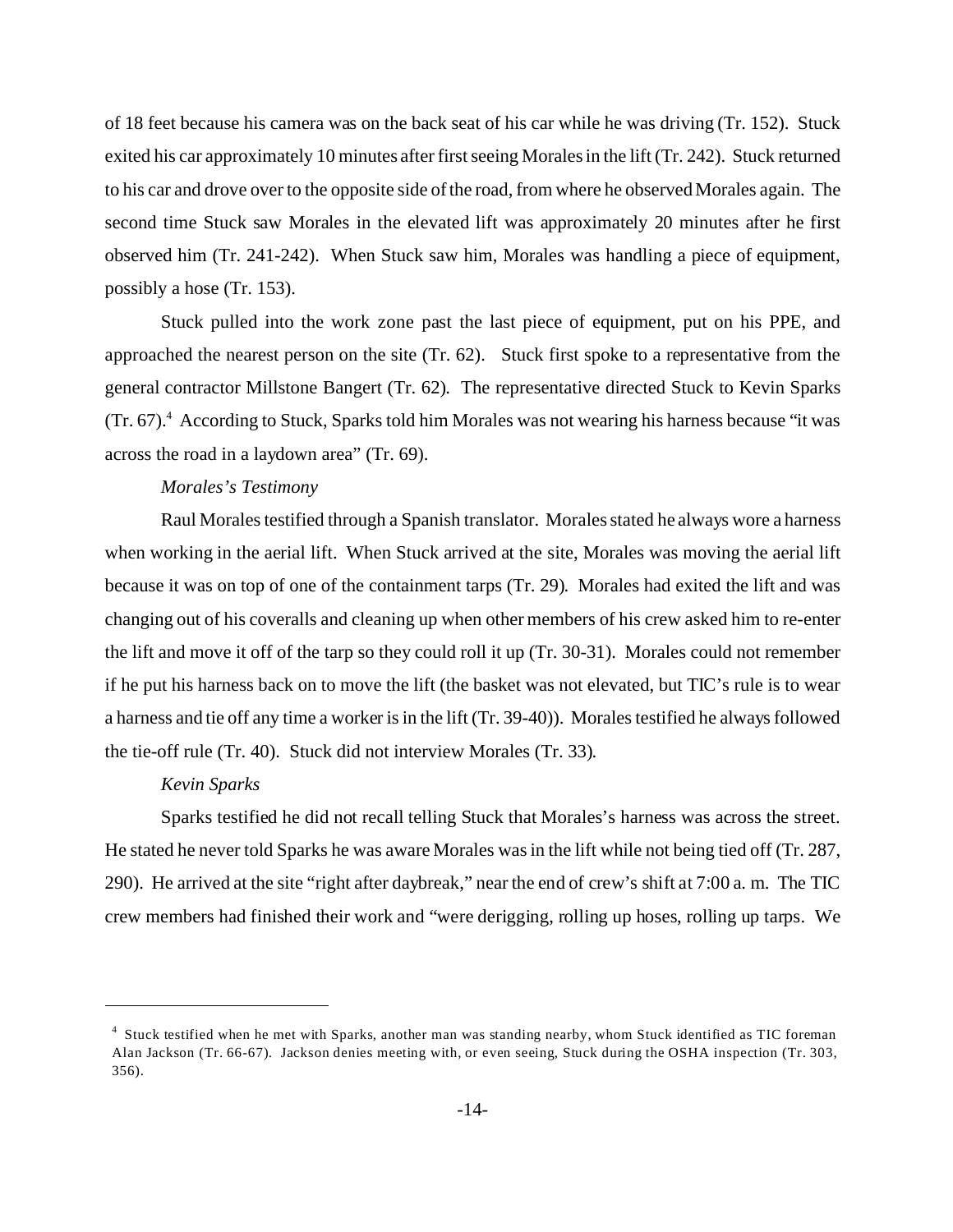of 18 feet because his camera was on the back seat of his car while he was driving (Tr. 152). Stuck exited his car approximately 10 minutes after first seeing Morales in the lift (Tr. 242). Stuck returned to his car and drove over to the opposite side of the road, from where he observed Morales again. The second time Stuck saw Morales in the elevated lift was approximately 20 minutes after he first observed him (Tr. 241-242). When Stuck saw him, Morales was handling a piece of equipment, possibly a hose (Tr. 153).

Stuck pulled into the work zone past the last piece of equipment, put on his PPE, and approached the nearest person on the site (Tr. 62). Stuck first spoke to a representative from the general contractor Millstone Bangert (Tr. 62). The representative directed Stuck to Kevin Sparks (Tr. 67).[4] According to Stuck, Sparks told him Morales was not wearing his harness because "it was across the road in a laydown area" (Tr. 69).

*Morales's Testimony*

Raul Morales testified through a Spanish translator. Morales stated he always wore a harness when working in the aerial lift. When Stuck arrived at the site, Morales was moving the aerial lift because it was on top of one of the containment tarps (Tr. 29). Morales had exited the lift and was changing out of his coveralls and cleaning up when other members of his crew asked him to re-enter the lift and move it off of the tarp so they could roll it up (Tr. 30-31). Morales could not remember if he put his harness back on to move the lift (the basket was not elevated, but TIC's rule is to wear a harness and tie off any time a worker is in the lift (Tr. 39-40)). Morales testified he always followed the tie-off rule (Tr. 40). Stuck did not interview Morales (Tr. 33).

*Kevin Sparks*

Sparks testified he did not recall telling Stuck that Morales's harness was across the street. He stated he never told Sparks he was aware Morales was in the lift while not being tied off (Tr. 287, 290). He arrived at the site "right after daybreak," near the end of crew's shift at 7:00 a. m. The TIC crew members had finished their work and "were derigging, rolling up hoses, rolling up tarps. We

---

[4] Stuck testified when he met with Sparks, another man was standing nearby, whom Stuck identified as TIC foreman Alan Jackson (Tr. 66-67). Jackson denies meeting with, or even seeing, Stuck during the OSHA inspection (Tr. 303, 356).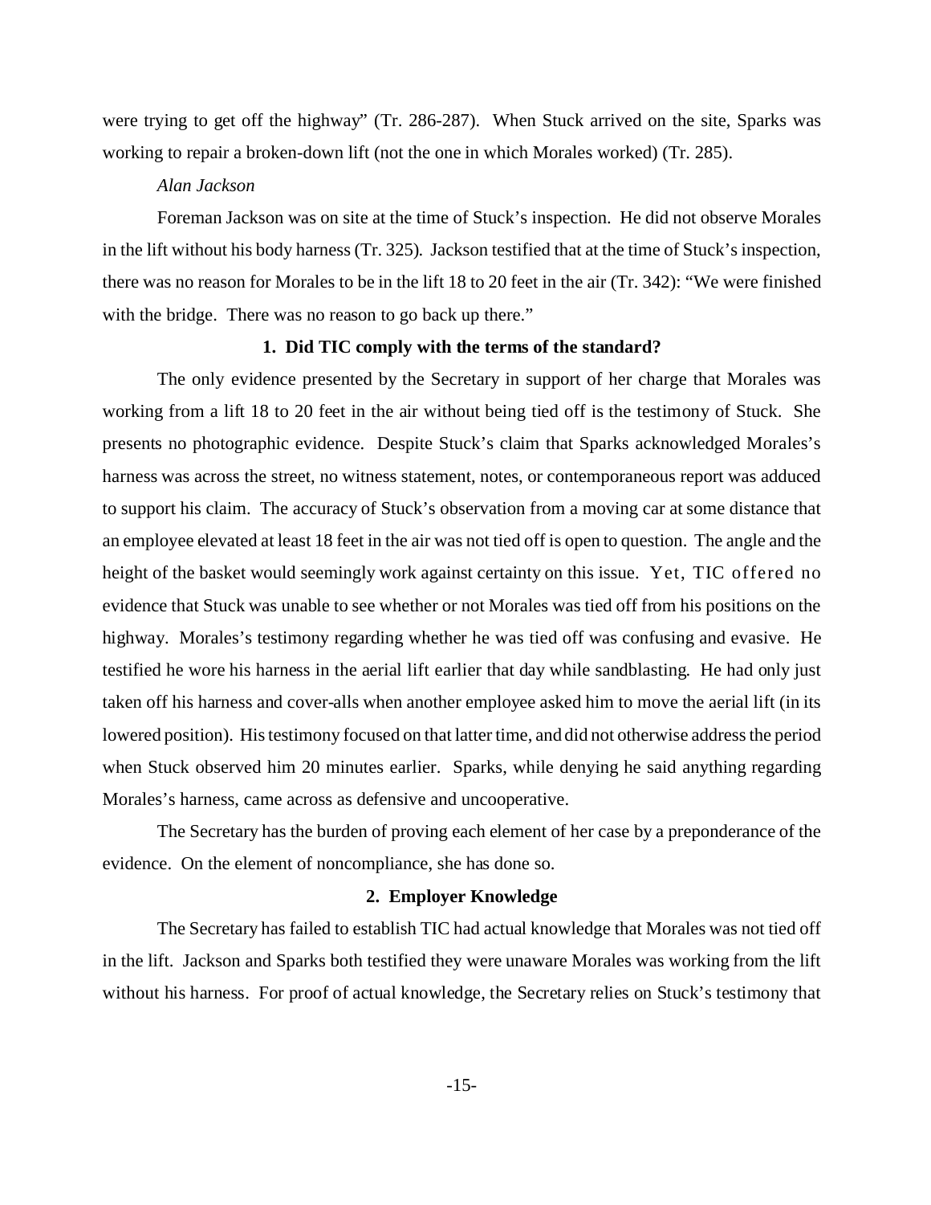were trying to get off the highway" (Tr. 286-287). When Stuck arrived on the site, Sparks was working to repair a broken-down lift (not the one in which Morales worked) (Tr. 285).

*Alan Jackson*

Foreman Jackson was on site at the time of Stuck's inspection. He did not observe Morales in the lift without his body harness (Tr. 325). Jackson testified that at the time of Stuck's inspection, there was no reason for Morales to be in the lift 18 to 20 feet in the air (Tr. 342): "We were finished with the bridge. There was no reason to go back up there."

**1. Did TIC comply with the terms of the standard?**

The only evidence presented by the Secretary in support of her charge that Morales was working from a lift 18 to 20 feet in the air without being tied off is the testimony of Stuck. She presents no photographic evidence. Despite Stuck's claim that Sparks acknowledged Morales's harness was across the street, no witness statement, notes, or contemporaneous report was adduced to support his claim. The accuracy of Stuck's observation from a moving car at some distance that an employee elevated at least 18 feet in the air was not tied off is open to question. The angle and the height of the basket would seemingly work against certainty on this issue. Yet, TIC offered no evidence that Stuck was unable to see whether or not Morales was tied off from his positions on the highway. Morales's testimony regarding whether he was tied off was confusing and evasive. He testified he wore his harness in the aerial lift earlier that day while sandblasting. He had only just taken off his harness and cover-alls when another employee asked him to move the aerial lift (in its lowered position). His testimony focused on that latter time, and did not otherwise address the period when Stuck observed him 20 minutes earlier. Sparks, while denying he said anything regarding Morales's harness, came across as defensive and uncooperative.

The Secretary has the burden of proving each element of her case by a preponderance of the evidence. On the element of noncompliance, she has done so.

**2. Employer Knowledge**

The Secretary has failed to establish TIC had actual knowledge that Morales was not tied off in the lift. Jackson and Sparks both testified they were unaware Morales was working from the lift without his harness. For proof of actual knowledge, the Secretary relies on Stuck's testimony that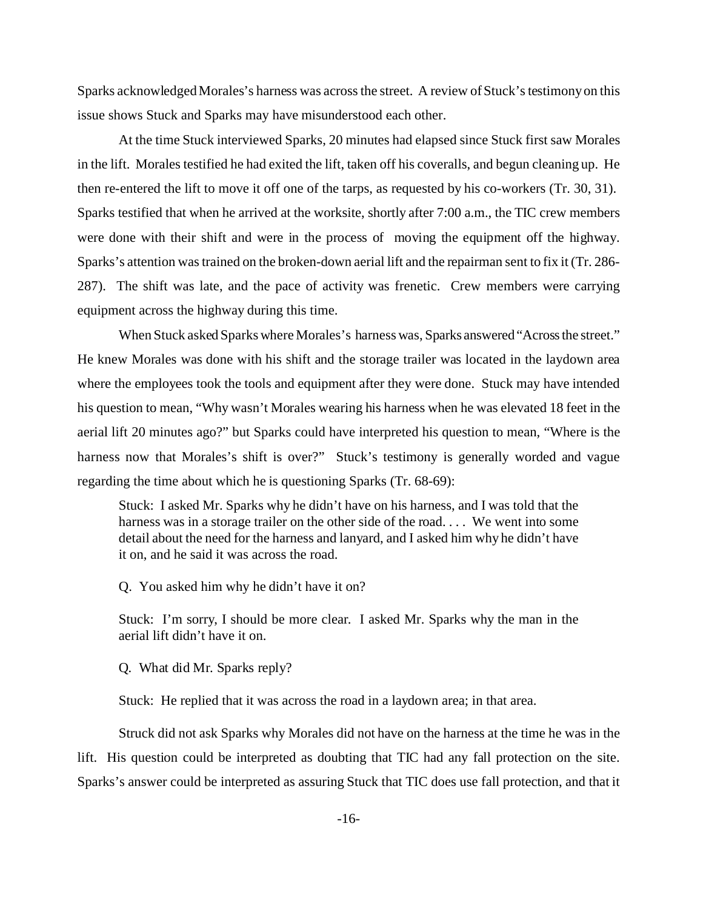Sparks acknowledged Morales's harness was across the street. A review of Stuck's testimony on this issue shows Stuck and Sparks may have misunderstood each other.

At the time Stuck interviewed Sparks, 20 minutes had elapsed since Stuck first saw Morales in the lift. Morales testified he had exited the lift, taken off his coveralls, and begun cleaning up. He then re-entered the lift to move it off one of the tarps, as requested by his co-workers (Tr. 30, 31). Sparks testified that when he arrived at the worksite, shortly after 7:00 a.m., the TIC crew members were done with their shift and were in the process of moving the equipment off the highway. Sparks's attention was trained on the broken-down aerial lift and the repairman sent to fix it (Tr. 286-287). The shift was late, and the pace of activity was frenetic. Crew members were carrying equipment across the highway during this time.

When Stuck asked Sparks where Morales's harness was, Sparks answered "Across the street." He knew Morales was done with his shift and the storage trailer was located in the laydown area where the employees took the tools and equipment after they were done. Stuck may have intended his question to mean, "Why wasn't Morales wearing his harness when he was elevated 18 feet in the aerial lift 20 minutes ago?" but Sparks could have interpreted his question to mean, "Where is the harness now that Morales's shift is over?" Stuck's testimony is generally worded and vague regarding the time about which he is questioning Sparks (Tr. 68-69):

> Stuck: I asked Mr. Sparks why he didn't have on his harness, and I was told that the harness was in a storage trailer on the other side of the road. . . . We went into some detail about the need for the harness and lanyard, and I asked him why he didn't have it on, and he said it was across the road.
>
> Q. You asked him why he didn't have it on?
>
> Stuck: I'm sorry, I should be more clear. I asked Mr. Sparks why the man in the aerial lift didn't have it on.
>
> Q. What did Mr. Sparks reply?
>
> Stuck: He replied that it was across the road in a laydown area; in that area.

Struck did not ask Sparks why Morales did not have on the harness at the time he was in the lift. His question could be interpreted as doubting that TIC had any fall protection on the site. Sparks's answer could be interpreted as assuring Stuck that TIC does use fall protection, and that it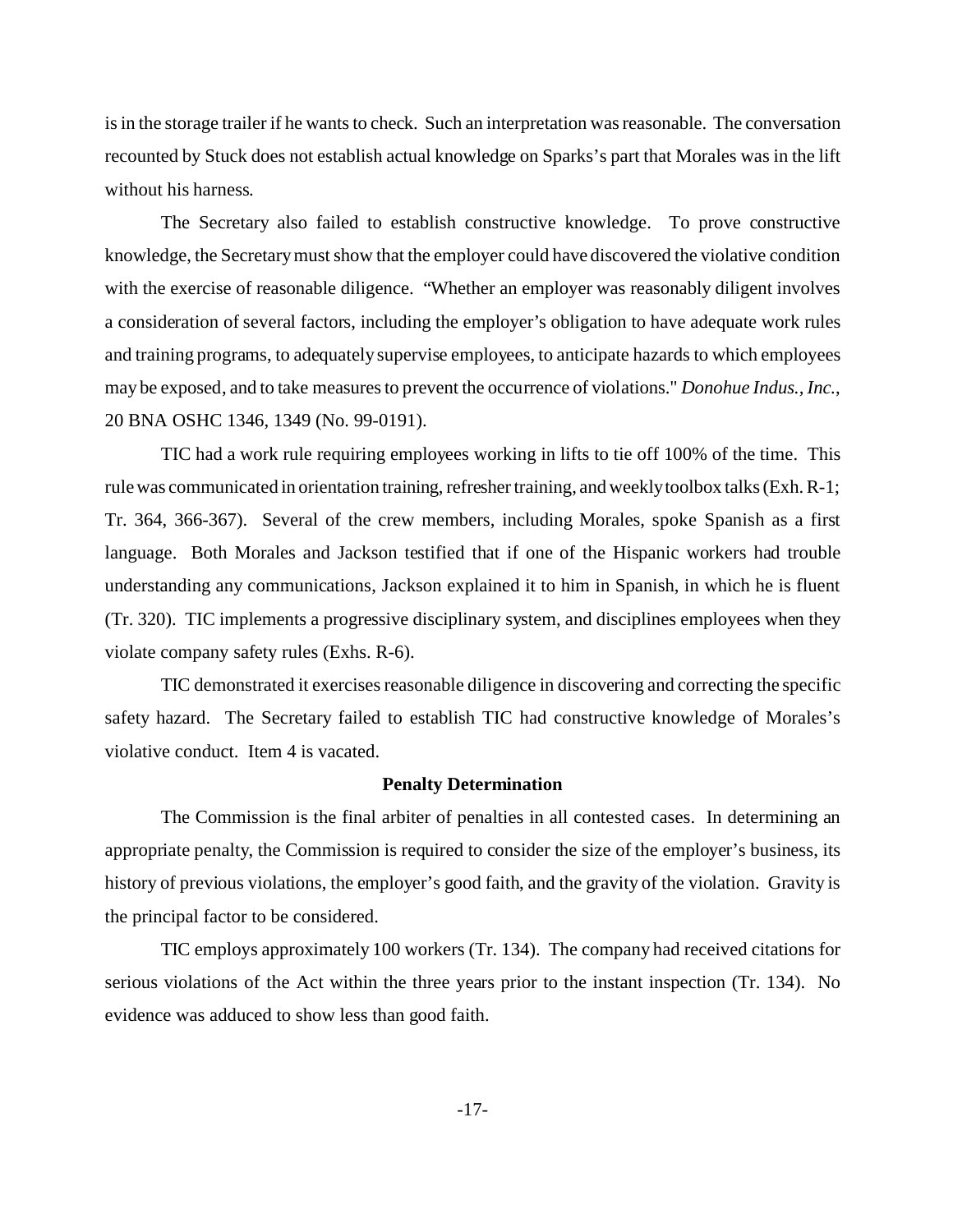is in the storage trailer if he wants to check. Such an interpretation was reasonable. The conversation recounted by Stuck does not establish actual knowledge on Sparks's part that Morales was in the lift without his harness.

The Secretary also failed to establish constructive knowledge. To prove constructive knowledge, the Secretary must show that the employer could have discovered the violative condition with the exercise of reasonable diligence. "Whether an employer was reasonably diligent involves a consideration of several factors, including the employer's obligation to have adequate work rules and training programs, to adequately supervise employees, to anticipate hazards to which employees may be exposed, and to take measures to prevent the occurrence of violations." *Donohue Indus., Inc.*, 20 BNA OSHC 1346, 1349 (No. 99-0191).

TIC had a work rule requiring employees working in lifts to tie off 100% of the time. This rule was communicated in orientation training, refresher training, and weekly toolbox talks (Exh. R-1; Tr. 364, 366-367). Several of the crew members, including Morales, spoke Spanish as a first language. Both Morales and Jackson testified that if one of the Hispanic workers had trouble understanding any communications, Jackson explained it to him in Spanish, in which he is fluent (Tr. 320). TIC implements a progressive disciplinary system, and disciplines employees when they violate company safety rules (Exhs. R-6).

TIC demonstrated it exercises reasonable diligence in discovering and correcting the specific safety hazard. The Secretary failed to establish TIC had constructive knowledge of Morales's violative conduct. Item 4 is vacated.

**Penalty Determination**

The Commission is the final arbiter of penalties in all contested cases. In determining an appropriate penalty, the Commission is required to consider the size of the employer's business, its history of previous violations, the employer's good faith, and the gravity of the violation. Gravity is the principal factor to be considered.

TIC employs approximately 100 workers (Tr. 134). The company had received citations for serious violations of the Act within the three years prior to the instant inspection (Tr. 134). No evidence was adduced to show less than good faith.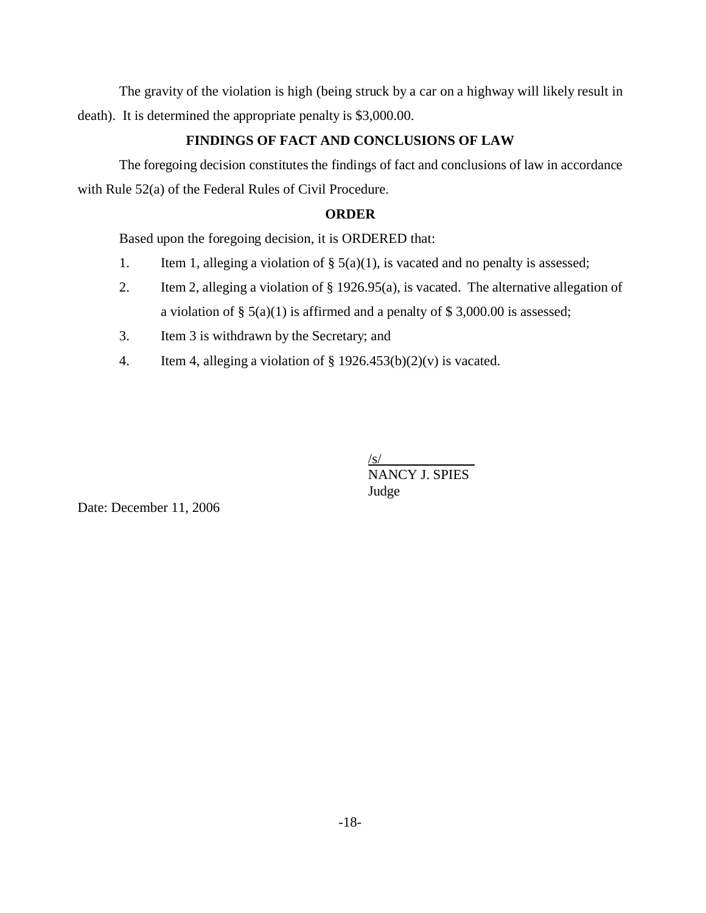The gravity of the violation is high (being struck by a car on a highway will likely result in death). It is determined the appropriate penalty is $3,000.00.

**FINDINGS OF FACT AND CONCLUSIONS OF LAW**

The foregoing decision constitutes the findings of fact and conclusions of law in accordance with Rule 52(a) of the Federal Rules of Civil Procedure.

**ORDER**

Based upon the foregoing decision, it is ORDERED that:

1. Item 1, alleging a violation of § 5(a)(1), is vacated and no penalty is assessed;
2. Item 2, alleging a violation of § 1926.95(a), is vacated. The alternative allegation of a violation of § 5(a)(1) is affirmed and a penalty of $ 3,000.00 is assessed;
3. Item 3 is withdrawn by the Secretary; and
4. Item 4, alleging a violation of § 1926.453(b)(2)(v) is vacated.

/s/
NANCY J. SPIES
Judge

Date: December 11, 2006